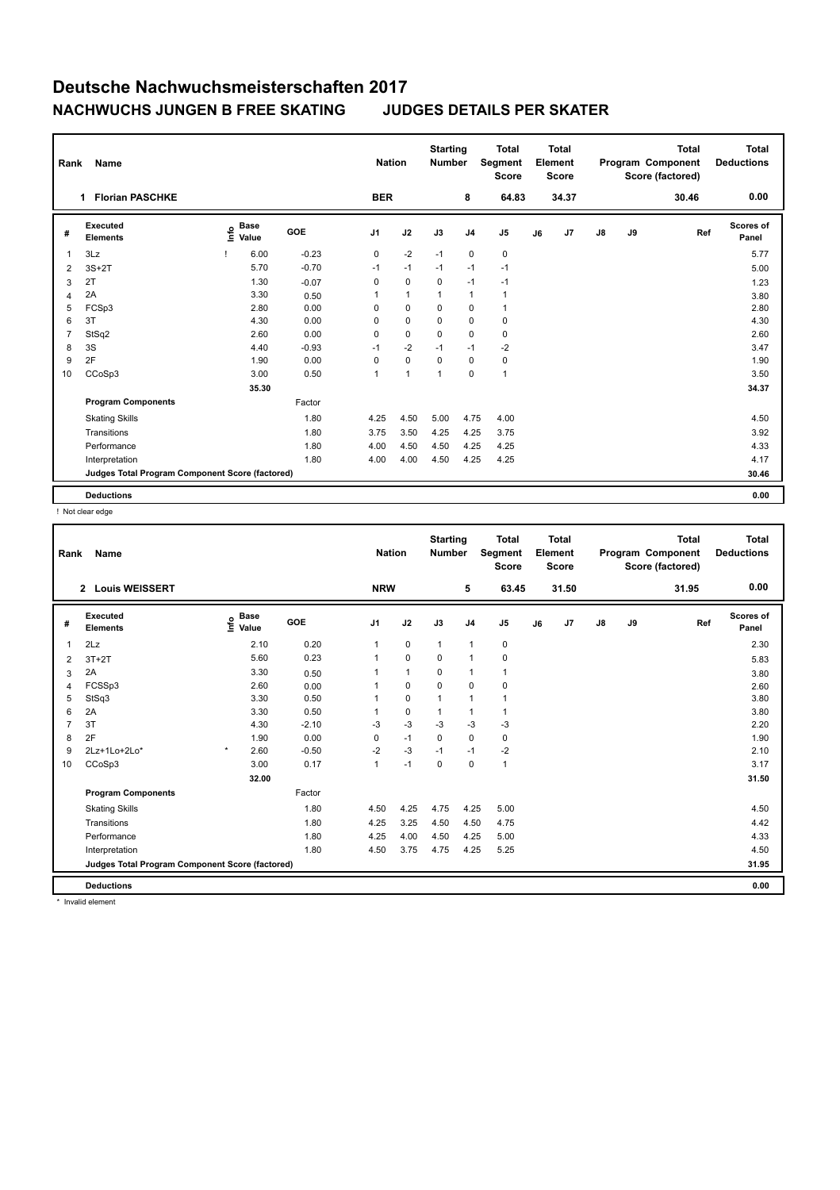# Deutsche Nachwuchsmeisterschaften 2017

## NACHWUCHS JUNGEN B FREE SKATING JUDGES DETAILS PER SKATER

| Rank | Name | Nation | Starting Number | Total Segment Score | Total Element Score | Total Program Component Score (factored) | Total Deductions |
|---|---|---|---|---|---|---|---|
| 1 | Florian PASCHKE | BER | 8 | 64.83 | 34.37 | 30.46 | 0.00 |

| # | Executed Elements | Info | Base Value | GOE | J1 | J2 | J3 | J4 | J5 | J6 | J7 | J8 | J9 | Ref | Scores of Panel |
|---|---|---|---|---|---|---|---|---|---|---|---|---|---|---|---|
| 1 | 3Lz | ! | 6.00 | -0.23 | 0 | -2 | -1 | 0 | 0 | | | | | | 5.77 |
| 2 | 3S+2T | | 5.70 | -0.70 | -1 | -1 | -1 | -1 | -1 | | | | | | 5.00 |
| 3 | 2T | | 1.30 | -0.07 | 0 | 0 | 0 | -1 | -1 | | | | | | 1.23 |
| 4 | 2A | | 3.30 | 0.50 | 1 | 1 | 1 | 1 | 1 | | | | | | 3.80 |
| 5 | FCSp3 | | 2.80 | 0.00 | 0 | 0 | 0 | 0 | 1 | | | | | | 2.80 |
| 6 | 3T | | 4.30 | 0.00 | 0 | 0 | 0 | 0 | 0 | | | | | | 4.30 |
| 7 | StSq2 | | 2.60 | 0.00 | 0 | 0 | 0 | 0 | 0 | | | | | | 2.60 |
| 8 | 3S | | 4.40 | -0.93 | -1 | -2 | -1 | -1 | -2 | | | | | | 3.47 |
| 9 | 2F | | 1.90 | 0.00 | 0 | 0 | 0 | 0 | 0 | | | | | | 1.90 |
| 10 | CCoSp3 | | 3.00 | 0.50 | 1 | 1 | 1 | 0 | 1 | | | | | | 3.50 |
| | | | 35.30 | | | | | | | | | | | | 34.37 |
| | **Program Components** | | | Factor | | | | | | | | | | | |
| | Skating Skills | | | 1.80 | 4.25 | 4.50 | 5.00 | 4.75 | 4.00 | | | | | | 4.50 |
| | Transitions | | | 1.80 | 3.75 | 3.50 | 4.25 | 4.25 | 3.75 | | | | | | 3.92 |
| | Performance | | | 1.80 | 4.00 | 4.50 | 4.50 | 4.25 | 4.25 | | | | | | 4.33 |
| | Interpretation | | | 1.80 | 4.00 | 4.00 | 4.50 | 4.25 | 4.25 | | | | | | 4.17 |
| | **Judges Total Program Component Score (factored)** | | | | | | | | | | | | | | 30.46 |
| | **Deductions** | | | | | | | | | | | | | | 0.00 |

! Not clear edge

| Rank | Name | Nation | Starting Number | Total Segment Score | Total Element Score | Total Program Component Score (factored) | Total Deductions |
|---|---|---|---|---|---|---|---|
| 2 | Louis WEISSERT | NRW | 5 | 63.45 | 31.50 | 31.95 | 0.00 |

| # | Executed Elements | Info | Base Value | GOE | J1 | J2 | J3 | J4 | J5 | J6 | J7 | J8 | J9 | Ref | Scores of Panel |
|---|---|---|---|---|---|---|---|---|---|---|---|---|---|---|---|
| 1 | 2Lz | | 2.10 | 0.20 | 1 | 0 | 1 | 1 | 0 | | | | | | 2.30 |
| 2 | 3T+2T | | 5.60 | 0.23 | 1 | 0 | 0 | 1 | 0 | | | | | | 5.83 |
| 3 | 2A | | 3.30 | 0.50 | 1 | 1 | 0 | 1 | 1 | | | | | | 3.80 |
| 4 | FCSSp3 | | 2.60 | 0.00 | 1 | 0 | 0 | 0 | 0 | | | | | | 2.60 |
| 5 | StSq3 | | 3.30 | 0.50 | 1 | 0 | 1 | 1 | 1 | | | | | | 3.80 |
| 6 | 2A | | 3.30 | 0.50 | 1 | 0 | 1 | 1 | 1 | | | | | | 3.80 |
| 7 | 3T | | 4.30 | -2.10 | -3 | -3 | -3 | -3 | -3 | | | | | | 2.20 |
| 8 | 2F | | 1.90 | 0.00 | 0 | -1 | 0 | 0 | 0 | | | | | | 1.90 |
| 9 | 2Lz+1Lo+2Lo* | * | 2.60 | -0.50 | -2 | -3 | -1 | -1 | -2 | | | | | | 2.10 |
| 10 | CCoSp3 | | 3.00 | 0.17 | 1 | -1 | 0 | 0 | 1 | | | | | | 3.17 |
| | | | 32.00 | | | | | | | | | | | | 31.50 |
| | **Program Components** | | | Factor | | | | | | | | | | | |
| | Skating Skills | | | 1.80 | 4.50 | 4.25 | 4.75 | 4.25 | 5.00 | | | | | | 4.50 |
| | Transitions | | | 1.80 | 4.25 | 3.25 | 4.50 | 4.50 | 4.75 | | | | | | 4.42 |
| | Performance | | | 1.80 | 4.25 | 4.00 | 4.50 | 4.25 | 5.00 | | | | | | 4.33 |
| | Interpretation | | | 1.80 | 4.50 | 3.75 | 4.75 | 4.25 | 5.25 | | | | | | 4.50 |
| | **Judges Total Program Component Score (factored)** | | | | | | | | | | | | | | 31.95 |
| | **Deductions** | | | | | | | | | | | | | | 0.00 |

* Invalid element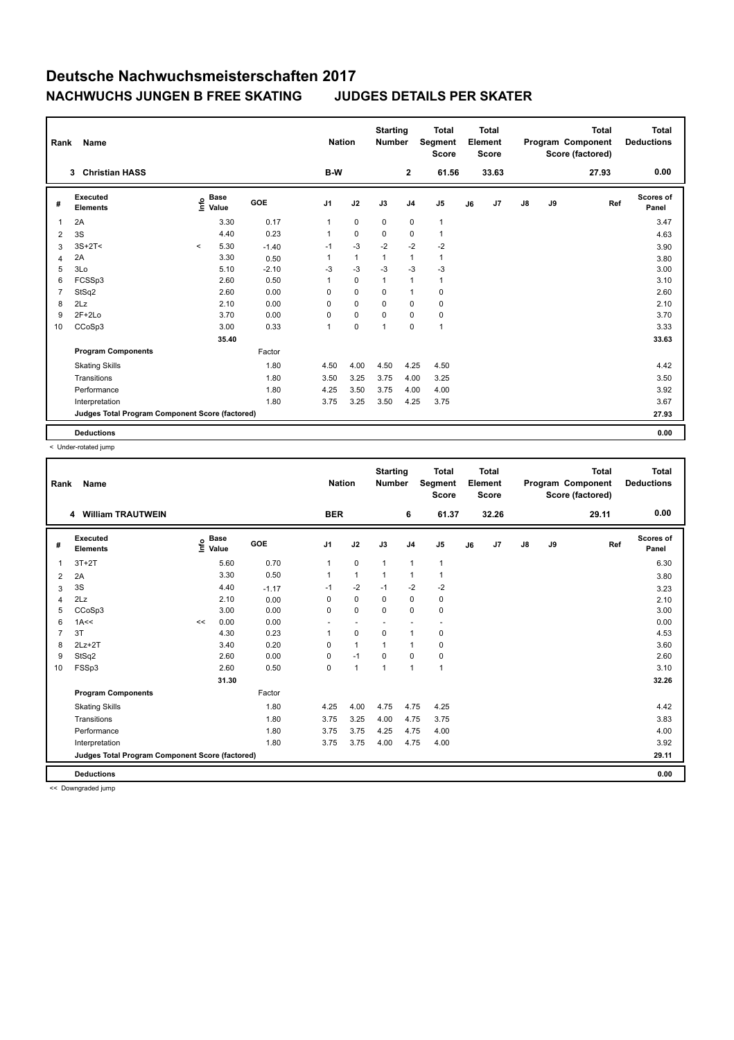# Deutsche Nachwuchsmeisterschaften 2017

## NACHWUCHS JUNGEN B FREE SKATING JUDGES DETAILS PER SKATER

| Rank | Name | Nation | Starting Number | Total Segment Score | Total Element Score | Total Program Component Score (factored) | Total Deductions |
|---|---|---|---|---|---|---|---|
| 3 | Christian HASS | B-W | 2 | 61.56 | 33.63 | 27.93 | 0.00 |

| # | Executed Elements | Info | Base Value | GOE | J1 | J2 | J3 | J4 | J5 | J6 | J7 | J8 | J9 | Ref | Scores of Panel |
|---|---|---|---|---|---|---|---|---|---|---|---|---|---|---|---|
| 1 | 2A | | 3.30 | 0.17 | 1 | 0 | 0 | 0 | 1 | | | | | | 3.47 |
| 2 | 3S | | 4.40 | 0.23 | 1 | 0 | 0 | 0 | 1 | | | | | | 4.63 |
| 3 | 3S+2T< | < | 5.30 | -1.40 | -1 | -3 | -2 | -2 | -2 | | | | | | 3.90 |
| 4 | 2A | | 3.30 | 0.50 | 1 | 1 | 1 | 1 | 1 | | | | | | 3.80 |
| 5 | 3Lo | | 5.10 | -2.10 | -3 | -3 | -3 | -3 | -3 | | | | | | 3.00 |
| 6 | FCSSp3 | | 2.60 | 0.50 | 1 | 0 | 1 | 1 | 1 | | | | | | 3.10 |
| 7 | StSq2 | | 2.60 | 0.00 | 0 | 0 | 0 | 1 | 0 | | | | | | 2.60 |
| 8 | 2Lz | | 2.10 | 0.00 | 0 | 0 | 0 | 0 | 0 | | | | | | 2.10 |
| 9 | 2F+2Lo | | 3.70 | 0.00 | 0 | 0 | 0 | 0 | 0 | | | | | | 3.70 |
| 10 | CCoSp3 | | 3.00 | 0.33 | 1 | 0 | 1 | 0 | 1 | | | | | | 3.33 |
| | | | 35.40 | | | | | | | | | | | | 33.63 |
| | **Program Components** | | | Factor | | | | | | | | | | | |
| | Skating Skills | | | 1.80 | 4.50 | 4.00 | 4.50 | 4.25 | 4.50 | | | | | | 4.42 |
| | Transitions | | | 1.80 | 3.50 | 3.25 | 3.75 | 4.00 | 3.25 | | | | | | 3.50 |
| | Performance | | | 1.80 | 4.25 | 3.50 | 3.75 | 4.00 | 4.00 | | | | | | 3.92 |
| | Interpretation | | | 1.80 | 3.75 | 3.25 | 3.50 | 4.25 | 3.75 | | | | | | 3.67 |
| | **Judges Total Program Component Score (factored)** | | | | | | | | | | | | | | 27.93 |
| | **Deductions** | | | | | | | | | | | | | | 0.00 |

< Under-rotated jump

| Rank | Name | Nation | Starting Number | Total Segment Score | Total Element Score | Total Program Component Score (factored) | Total Deductions |
|---|---|---|---|---|---|---|---|
| 4 | William TRAUTWEIN | BER | 6 | 61.37 | 32.26 | 29.11 | 0.00 |

| # | Executed Elements | Info | Base Value | GOE | J1 | J2 | J3 | J4 | J5 | J6 | J7 | J8 | J9 | Ref | Scores of Panel |
|---|---|---|---|---|---|---|---|---|---|---|---|---|---|---|---|
| 1 | 3T+2T | | 5.60 | 0.70 | 1 | 0 | 1 | 1 | 1 | | | | | | 6.30 |
| 2 | 2A | | 3.30 | 0.50 | 1 | 1 | 1 | 1 | 1 | | | | | | 3.80 |
| 3 | 3S | | 4.40 | -1.17 | -1 | -2 | -1 | -2 | -2 | | | | | | 3.23 |
| 4 | 2Lz | | 2.10 | 0.00 | 0 | 0 | 0 | 0 | 0 | | | | | | 2.10 |
| 5 | CCoSp3 | | 3.00 | 0.00 | 0 | 0 | 0 | 0 | 0 | | | | | | 3.00 |
| 6 | 1A<< | << | 0.00 | 0.00 | - | - | - | - | - | | | | | | 0.00 |
| 7 | 3T | | 4.30 | 0.23 | 1 | 0 | 0 | 1 | 0 | | | | | | 4.53 |
| 8 | 2Lz+2T | | 3.40 | 0.20 | 0 | 1 | 1 | 1 | 0 | | | | | | 3.60 |
| 9 | StSq2 | | 2.60 | 0.00 | 0 | -1 | 0 | 0 | 0 | | | | | | 2.60 |
| 10 | FSSp3 | | 2.60 | 0.50 | 0 | 1 | 1 | 1 | 1 | | | | | | 3.10 |
| | | | 31.30 | | | | | | | | | | | | 32.26 |
| | **Program Components** | | | Factor | | | | | | | | | | | |
| | Skating Skills | | | 1.80 | 4.25 | 4.00 | 4.75 | 4.75 | 4.25 | | | | | | 4.42 |
| | Transitions | | | 1.80 | 3.75 | 3.25 | 4.00 | 4.75 | 3.75 | | | | | | 3.83 |
| | Performance | | | 1.80 | 3.75 | 3.75 | 4.25 | 4.75 | 4.00 | | | | | | 4.00 |
| | Interpretation | | | 1.80 | 3.75 | 3.75 | 4.00 | 4.75 | 4.00 | | | | | | 3.92 |
| | **Judges Total Program Component Score (factored)** | | | | | | | | | | | | | | 29.11 |
| | **Deductions** | | | | | | | | | | | | | | 0.00 |

<< Downgraded jump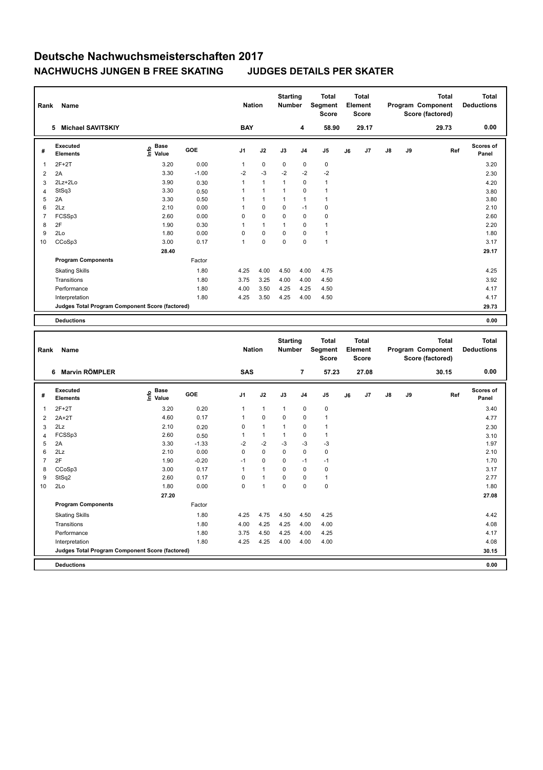# Deutsche Nachwuchsmeisterschaften 2017

## NACHWUCHS JUNGEN B FREE SKATING JUDGES DETAILS PER SKATER

| Rank | Name | Nation | Starting Number | Total Segment Score | Total Element Score | Total Program Component Score (factored) | Total Deductions |
|---|---|---|---|---|---|---|---|
| 5 | Michael SAVITSKIY | BAY | 4 | 58.90 | 29.17 | 29.73 | 0.00 |

| # | Executed Elements | Info | Base Value | GOE | J1 | J2 | J3 | J4 | J5 | J6 | J7 | J8 | J9 | Ref | Scores of Panel |
|---|---|---|---|---|---|---|---|---|---|---|---|---|---|---|---|
| 1 | 2F+2T | | 3.20 | 0.00 | 1 | 0 | 0 | 0 | 0 | | | | | | 3.20 |
| 2 | 2A | | 3.30 | -1.00 | -2 | -3 | -2 | -2 | -2 | | | | | | 2.30 |
| 3 | 2Lz+2Lo | | 3.90 | 0.30 | 1 | 1 | 1 | 0 | 1 | | | | | | 4.20 |
| 4 | StSq3 | | 3.30 | 0.50 | 1 | 1 | 1 | 0 | 1 | | | | | | 3.80 |
| 5 | 2A | | 3.30 | 0.50 | 1 | 1 | 1 | 1 | 1 | | | | | | 3.80 |
| 6 | 2Lz | | 2.10 | 0.00 | 1 | 0 | 0 | -1 | 0 | | | | | | 2.10 |
| 7 | FCSSp3 | | 2.60 | 0.00 | 0 | 0 | 0 | 0 | 0 | | | | | | 2.60 |
| 8 | 2F | | 1.90 | 0.30 | 1 | 1 | 1 | 0 | 1 | | | | | | 2.20 |
| 9 | 2Lo | | 1.80 | 0.00 | 0 | 0 | 0 | 0 | 1 | | | | | | 1.80 |
| 10 | CCoSp3 | | 3.00 | 0.17 | 1 | 0 | 0 | 0 | 1 | | | | | | 3.17 |
| | | | 28.40 | | | | | | | | | | | | 29.17 |
| | Program Components | | | Factor | | | | | | | | | | | |
| | Skating Skills | | | 1.80 | 4.25 | 4.00 | 4.50 | 4.00 | 4.75 | | | | | | 4.25 |
| | Transitions | | | 1.80 | 3.75 | 3.25 | 4.00 | 4.00 | 4.50 | | | | | | 3.92 |
| | Performance | | | 1.80 | 4.00 | 3.50 | 4.25 | 4.25 | 4.50 | | | | | | 4.17 |
| | Interpretation | | | 1.80 | 4.25 | 3.50 | 4.25 | 4.00 | 4.50 | | | | | | 4.17 |
| | Judges Total Program Component Score (factored) | | | | | | | | | | | | | | 29.73 |
| | Deductions | | | | | | | | | | | | | | 0.00 |

| Rank | Name | Nation | Starting Number | Total Segment Score | Total Element Score | Total Program Component Score (factored) | Total Deductions |
|---|---|---|---|---|---|---|---|
| 6 | Marvin RÖMPLER | SAS | 7 | 57.23 | 27.08 | 30.15 | 0.00 |

| # | Executed Elements | Info | Base Value | GOE | J1 | J2 | J3 | J4 | J5 | J6 | J7 | J8 | J9 | Ref | Scores of Panel |
|---|---|---|---|---|---|---|---|---|---|---|---|---|---|---|---|
| 1 | 2F+2T | | 3.20 | 0.20 | 1 | 1 | 1 | 0 | 0 | | | | | | 3.40 |
| 2 | 2A+2T | | 4.60 | 0.17 | 1 | 0 | 0 | 0 | 1 | | | | | | 4.77 |
| 3 | 2Lz | | 2.10 | 0.20 | 0 | 1 | 1 | 0 | 1 | | | | | | 2.30 |
| 4 | FCSSp3 | | 2.60 | 0.50 | 1 | 1 | 1 | 0 | 1 | | | | | | 3.10 |
| 5 | 2A | | 3.30 | -1.33 | -2 | -2 | -3 | -3 | -3 | | | | | | 1.97 |
| 6 | 2Lz | | 2.10 | 0.00 | 0 | 0 | 0 | 0 | 0 | | | | | | 2.10 |
| 7 | 2F | | 1.90 | -0.20 | -1 | 0 | 0 | -1 | -1 | | | | | | 1.70 |
| 8 | CCoSp3 | | 3.00 | 0.17 | 1 | 1 | 0 | 0 | 0 | | | | | | 3.17 |
| 9 | StSq2 | | 2.60 | 0.17 | 0 | 1 | 0 | 0 | 1 | | | | | | 2.77 |
| 10 | 2Lo | | 1.80 | 0.00 | 0 | 1 | 0 | 0 | 0 | | | | | | 1.80 |
| | | | 27.20 | | | | | | | | | | | | 27.08 |
| | Program Components | | | Factor | | | | | | | | | | | |
| | Skating Skills | | | 1.80 | 4.25 | 4.75 | 4.50 | 4.50 | 4.25 | | | | | | 4.42 |
| | Transitions | | | 1.80 | 4.00 | 4.25 | 4.25 | 4.00 | 4.00 | | | | | | 4.08 |
| | Performance | | | 1.80 | 3.75 | 4.50 | 4.25 | 4.00 | 4.25 | | | | | | 4.17 |
| | Interpretation | | | 1.80 | 4.25 | 4.25 | 4.00 | 4.00 | 4.00 | | | | | | 4.08 |
| | Judges Total Program Component Score (factored) | | | | | | | | | | | | | | 30.15 |
| | Deductions | | | | | | | | | | | | | | 0.00 |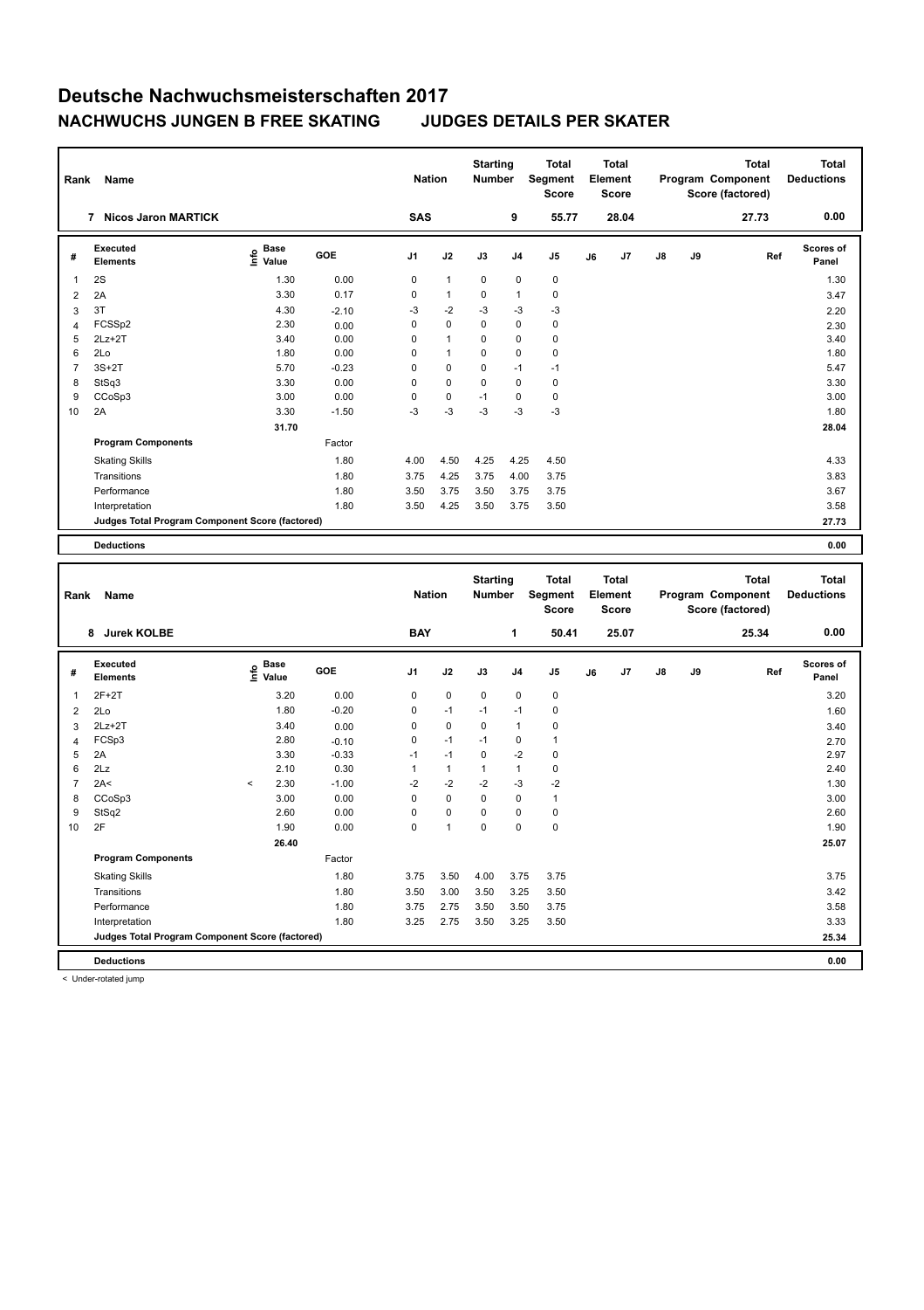# Deutsche Nachwuchsmeisterschaften 2017

## NACHWUCHS JUNGEN B FREE SKATING JUDGES DETAILS PER SKATER

| Rank | Name | Nation | Starting Number | Total Segment Score | Total Element Score | Total Program Component Score (factored) | Total Deductions |
|---|---|---|---|---|---|---|---|
| 7 | Nicos Jaron MARTICK | SAS | 9 | 55.77 | 28.04 | 27.73 | 0.00 |

| # | Executed Elements | Info | Base Value | GOE | J1 | J2 | J3 | J4 | J5 | J6 | J7 | J8 | J9 | Ref | Scores of Panel |
|---|---|---|---|---|---|---|---|---|---|---|---|---|---|---|---|
| 1 | 2S | | 1.30 | 0.00 | 0 | 1 | 0 | 0 | 0 | | | | | | 1.30 |
| 2 | 2A | | 3.30 | 0.17 | 0 | 1 | 0 | 1 | 0 | | | | | | 3.47 |
| 3 | 3T | | 4.30 | -2.10 | -3 | -2 | -3 | -3 | -3 | | | | | | 2.20 |
| 4 | FCSSp2 | | 2.30 | 0.00 | 0 | 0 | 0 | 0 | 0 | | | | | | 2.30 |
| 5 | 2Lz+2T | | 3.40 | 0.00 | 0 | 1 | 0 | 0 | 0 | | | | | | 3.40 |
| 6 | 2Lo | | 1.80 | 0.00 | 0 | 1 | 0 | 0 | 0 | | | | | | 1.80 |
| 7 | 3S+2T | | 5.70 | -0.23 | 0 | 0 | 0 | -1 | -1 | | | | | | 5.47 |
| 8 | StSq3 | | 3.30 | 0.00 | 0 | 0 | 0 | 0 | 0 | | | | | | 3.30 |
| 9 | CCoSp3 | | 3.00 | 0.00 | 0 | 0 | -1 | 0 | 0 | | | | | | 3.00 |
| 10 | 2A | | 3.30 | -1.50 | -3 | -3 | -3 | -3 | -3 | | | | | | 1.80 |
| | | | 31.70 | | | | | | | | | | | | 28.04 |
| | **Program Components** | | | Factor | | | | | | | | | | | |
| | Skating Skills | | | 1.80 | 4.00 | 4.50 | 4.25 | 4.25 | 4.50 | | | | | | 4.33 |
| | Transitions | | | 1.80 | 3.75 | 4.25 | 3.75 | 4.00 | 3.75 | | | | | | 3.83 |
| | Performance | | | 1.80 | 3.50 | 3.75 | 3.50 | 3.75 | 3.75 | | | | | | 3.67 |
| | Interpretation | | | 1.80 | 3.50 | 4.25 | 3.50 | 3.75 | 3.50 | | | | | | 3.58 |
| | **Judges Total Program Component Score (factored)** | | | | | | | | | | | | | | 27.73 |
| | **Deductions** | | | | | | | | | | | | | | 0.00 |

| Rank | Name | Nation | Starting Number | Total Segment Score | Total Element Score | Total Program Component Score (factored) | Total Deductions |
|---|---|---|---|---|---|---|---|
| 8 | Jurek KOLBE | BAY | 1 | 50.41 | 25.07 | 25.34 | 0.00 |

| # | Executed Elements | Info | Base Value | GOE | J1 | J2 | J3 | J4 | J5 | J6 | J7 | J8 | J9 | Ref | Scores of Panel |
|---|---|---|---|---|---|---|---|---|---|---|---|---|---|---|---|
| 1 | 2F+2T | | 3.20 | 0.00 | 0 | 0 | 0 | 0 | 0 | | | | | | 3.20 |
| 2 | 2Lo | | 1.80 | -0.20 | 0 | -1 | -1 | -1 | 0 | | | | | | 1.60 |
| 3 | 2Lz+2T | | 3.40 | 0.00 | 0 | 0 | 0 | 1 | 0 | | | | | | 3.40 |
| 4 | FCSp3 | | 2.80 | -0.10 | 0 | -1 | -1 | 0 | 1 | | | | | | 2.70 |
| 5 | 2A | | 3.30 | -0.33 | -1 | -1 | 0 | -2 | 0 | | | | | | 2.97 |
| 6 | 2Lz | | 2.10 | 0.30 | 1 | 1 | 1 | 1 | 0 | | | | | | 2.40 |
| 7 | 2A< | < | 2.30 | -1.00 | -2 | -2 | -2 | -3 | -2 | | | | | | 1.30 |
| 8 | CCoSp3 | | 3.00 | 0.00 | 0 | 0 | 0 | 0 | 1 | | | | | | 3.00 |
| 9 | StSq2 | | 2.60 | 0.00 | 0 | 0 | 0 | 0 | 0 | | | | | | 2.60 |
| 10 | 2F | | 1.90 | 0.00 | 0 | 1 | 0 | 0 | 0 | | | | | | 1.90 |
| | | | 26.40 | | | | | | | | | | | | 25.07 |
| | **Program Components** | | | Factor | | | | | | | | | | | |
| | Skating Skills | | | 1.80 | 3.75 | 3.50 | 4.00 | 3.75 | 3.75 | | | | | | 3.75 |
| | Transitions | | | 1.80 | 3.50 | 3.00 | 3.50 | 3.25 | 3.50 | | | | | | 3.42 |
| | Performance | | | 1.80 | 3.75 | 2.75 | 3.50 | 3.50 | 3.75 | | | | | | 3.58 |
| | Interpretation | | | 1.80 | 3.25 | 2.75 | 3.50 | 3.25 | 3.50 | | | | | | 3.33 |
| | **Judges Total Program Component Score (factored)** | | | | | | | | | | | | | | 25.34 |
| | **Deductions** | | | | | | | | | | | | | | 0.00 |

< Under-rotated jump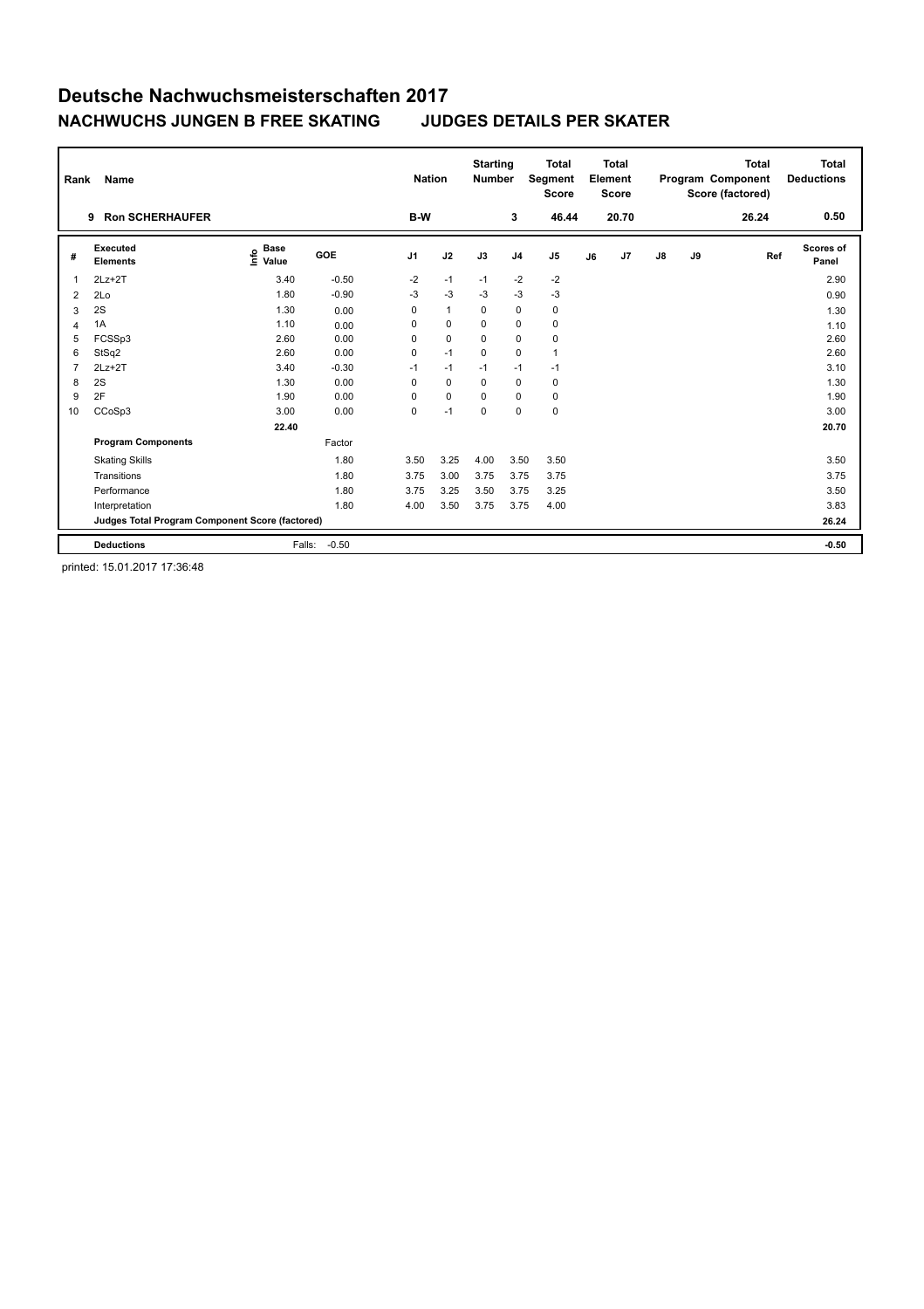# Deutsche Nachwuchsmeisterschaften 2017

## NACHWUCHS JUNGEN B FREE SKATING JUDGES DETAILS PER SKATER

| Rank | Name | Nation | Starting Number | Total Segment Score | Total Element Score | Total Program Component Score (factored) | Total Deductions |
|---|---|---|---|---|---|---|---|
| 9 | Ron SCHERHAUFER | B-W | 3 | 46.44 | 20.70 | 26.24 | 0.50 |

| # | Executed Elements | Info | Base Value | GOE | J1 | J2 | J3 | J4 | J5 | J6 | J7 | J8 | J9 | Ref | Scores of Panel |
|---|---|---|---|---|---|---|---|---|---|---|---|---|---|---|---|
| 1 | 2Lz+2T | | 3.40 | -0.50 | -2 | -1 | -1 | -2 | -2 | | | | | | 2.90 |
| 2 | 2Lo | | 1.80 | -0.90 | -3 | -3 | -3 | -3 | -3 | | | | | | 0.90 |
| 3 | 2S | | 1.30 | 0.00 | 0 | 1 | 0 | 0 | 0 | | | | | | 1.30 |
| 4 | 1A | | 1.10 | 0.00 | 0 | 0 | 0 | 0 | 0 | | | | | | 1.10 |
| 5 | FCSSp3 | | 2.60 | 0.00 | 0 | 0 | 0 | 0 | 0 | | | | | | 2.60 |
| 6 | StSq2 | | 2.60 | 0.00 | 0 | -1 | 0 | 0 | 1 | | | | | | 2.60 |
| 7 | 2Lz+2T | | 3.40 | -0.30 | -1 | -1 | -1 | -1 | -1 | | | | | | 3.10 |
| 8 | 2S | | 1.30 | 0.00 | 0 | 0 | 0 | 0 | 0 | | | | | | 1.30 |
| 9 | 2F | | 1.90 | 0.00 | 0 | 0 | 0 | 0 | 0 | | | | | | 1.90 |
| 10 | CCoSp3 | | 3.00 | 0.00 | 0 | -1 | 0 | 0 | 0 | | | | | | 3.00 |
| | | | 22.40 | | | | | | | | | | | | 20.70 |
| | **Program Components** | | | Factor | | | | | | | | | | | |
| | Skating Skills | | | 1.80 | 3.50 | 3.25 | 4.00 | 3.50 | 3.50 | | | | | | 3.50 |
| | Transitions | | | 1.80 | 3.75 | 3.00 | 3.75 | 3.75 | 3.75 | | | | | | 3.75 |
| | Performance | | | 1.80 | 3.75 | 3.25 | 3.50 | 3.75 | 3.25 | | | | | | 3.50 |
| | Interpretation | | | 1.80 | 4.00 | 3.50 | 3.75 | 3.75 | 4.00 | | | | | | 3.83 |
| | **Judges Total Program Component Score (factored)** | | | | | | | | | | | | | | 26.24 |
| | **Deductions** | | Falls: | -0.50 | | | | | | | | | | | -0.50 |

printed: 15.01.2017 17:36:48